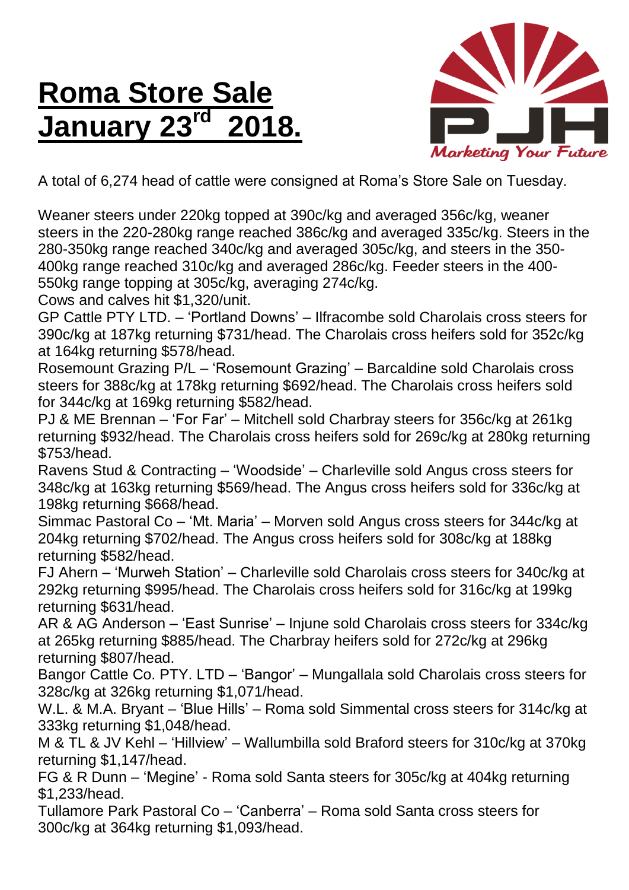# Roma Store Sale January 23rd 2018.

A total of 6,274 head of cattle were consigned at Roma's Store Sale on Tuesday.

Weaner steers under 220kg topped at 390c/kg and averaged 356c/kg, weaner steers in the 220-280kg range reached 386c/kg and averaged 335c/kg. Steers in the 280-350kg range reached 340c/kg and averaged 305c/kg, and steers in the 350-400kg range reached 310c/kg and averaged 286c/kg. Feeder steers in the 400-550kg range topping at 305c/kg, averaging 274c/kg.
Cows and calves hit $1,320/unit.
GP Cattle PTY LTD. – 'Portland Downs' – Ilfracombe sold Charolais cross steers for 390c/kg at 187kg returning $731/head. The Charolais cross heifers sold for 352c/kg at 164kg returning $578/head.
Rosemount Grazing P/L – 'Rosemount Grazing' – Barcaldine sold Charolais cross steers for 388c/kg at 178kg returning $692/head. The Charolais cross heifers sold for 344c/kg at 169kg returning $582/head.
PJ & ME Brennan – 'For Far' – Mitchell sold Charbray steers for 356c/kg at 261kg returning $932/head. The Charolais cross heifers sold for 269c/kg at 280kg returning $753/head.
Ravens Stud & Contracting – 'Woodside' – Charleville sold Angus cross steers for 348c/kg at 163kg returning $569/head. The Angus cross heifers sold for 336c/kg at 198kg returning $668/head.
Simmac Pastoral Co – 'Mt. Maria' – Morven sold Angus cross steers for 344c/kg at 204kg returning $702/head. The Angus cross heifers sold for 308c/kg at 188kg returning $582/head.
FJ Ahern – 'Murweh Station' – Charleville sold Charolais cross steers for 340c/kg at 292kg returning $995/head. The Charolais cross heifers sold for 316c/kg at 199kg returning $631/head.
AR & AG Anderson – 'East Sunrise' – Injune sold Charolais cross steers for 334c/kg at 265kg returning $885/head. The Charbray heifers sold for 272c/kg at 296kg returning $807/head.
Bangor Cattle Co. PTY. LTD – 'Bangor' – Mungallala sold Charolais cross steers for 328c/kg at 326kg returning $1,071/head.
W.L. & M.A. Bryant – 'Blue Hills' – Roma sold Simmental cross steers for 314c/kg at 333kg returning $1,048/head.
M & TL & JV Kehl – 'Hillview' – Wallumbilla sold Braford steers for 310c/kg at 370kg returning $1,147/head.
FG & R Dunn – 'Megine' - Roma sold Santa steers for 305c/kg at 404kg returning $1,233/head.
Tullamore Park Pastoral Co – 'Canberra' – Roma sold Santa cross steers for 300c/kg at 364kg returning $1,093/head.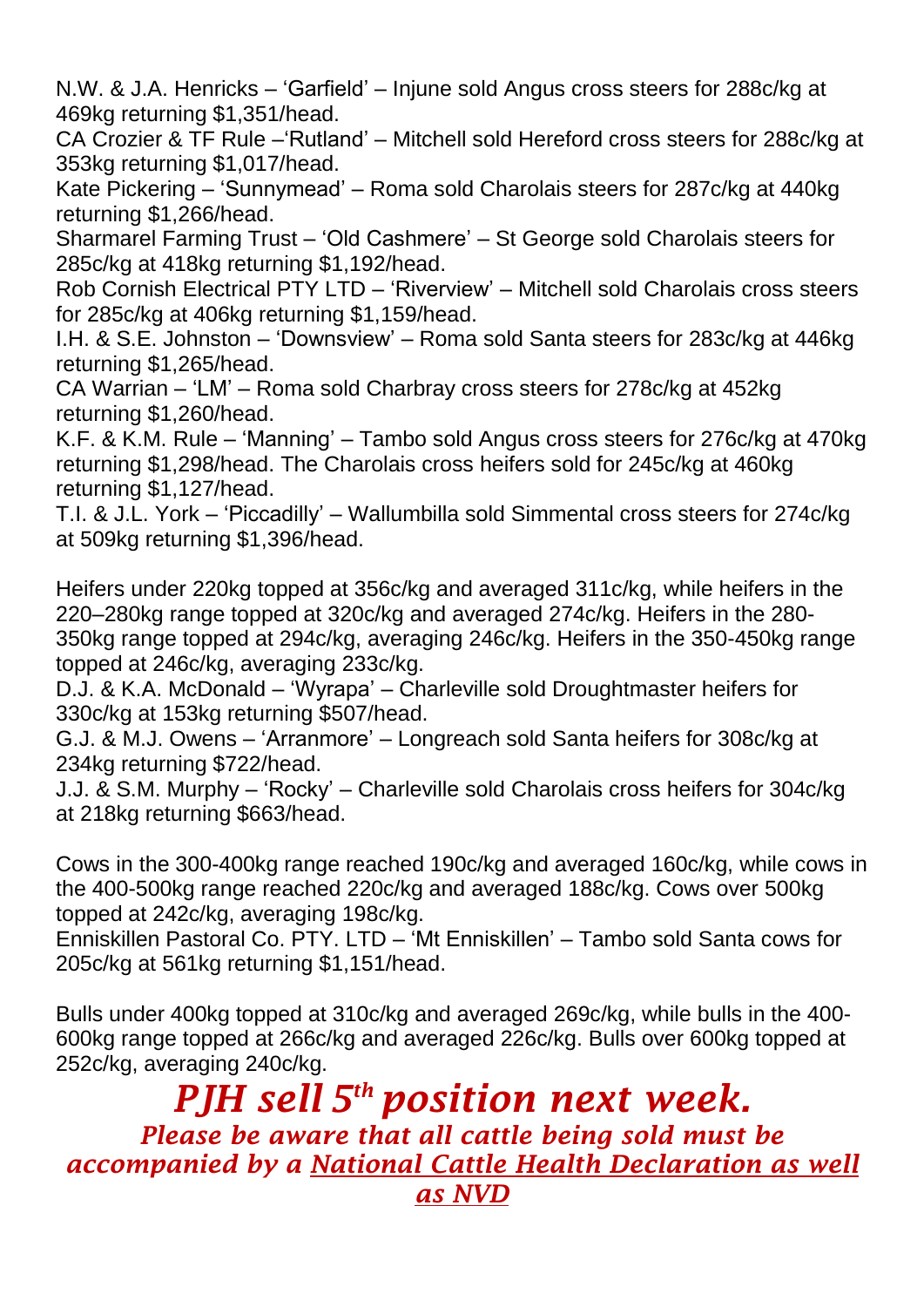N.W. & J.A. Henricks – 'Garfield' – Injune sold Angus cross steers for 288c/kg at 469kg returning $1,351/head.
CA Crozier & TF Rule –'Rutland' – Mitchell sold Hereford cross steers for 288c/kg at 353kg returning $1,017/head.
Kate Pickering – 'Sunnymead' – Roma sold Charolais steers for 287c/kg at 440kg returning $1,266/head.
Sharmarel Farming Trust – 'Old Cashmere' – St George sold Charolais steers for 285c/kg at 418kg returning $1,192/head.
Rob Cornish Electrical PTY LTD – 'Riverview' – Mitchell sold Charolais cross steers for 285c/kg at 406kg returning $1,159/head.
I.H. & S.E. Johnston – 'Downsview' – Roma sold Santa steers for 283c/kg at 446kg returning $1,265/head.
CA Warrian – 'LM' – Roma sold Charbray cross steers for 278c/kg at 452kg returning $1,260/head.
K.F. & K.M. Rule – 'Manning' – Tambo sold Angus cross steers for 276c/kg at 470kg returning $1,298/head. The Charolais cross heifers sold for 245c/kg at 460kg returning $1,127/head.
T.I. & J.L. York – 'Piccadilly' – Wallumbilla sold Simmental cross steers for 274c/kg at 509kg returning $1,396/head.

Heifers under 220kg topped at 356c/kg and averaged 311c/kg, while heifers in the 220–280kg range topped at 320c/kg and averaged 274c/kg. Heifers in the 280-350kg range topped at 294c/kg, averaging 246c/kg. Heifers in the 350-450kg range topped at 246c/kg, averaging 233c/kg.
D.J. & K.A. McDonald – 'Wyrapa' – Charleville sold Droughtmaster heifers for 330c/kg at 153kg returning $507/head.
G.J. & M.J. Owens – 'Arranmore' – Longreach sold Santa heifers for 308c/kg at 234kg returning $722/head.
J.J. & S.M. Murphy – 'Rocky' – Charleville sold Charolais cross heifers for 304c/kg at 218kg returning $663/head.

Cows in the 300-400kg range reached 190c/kg and averaged 160c/kg, while cows in the 400-500kg range reached 220c/kg and averaged 188c/kg. Cows over 500kg topped at 242c/kg, averaging 198c/kg.
Enniskillen Pastoral Co. PTY. LTD – 'Mt Enniskillen' – Tambo sold Santa cows for 205c/kg at 561kg returning $1,151/head.

Bulls under 400kg topped at 310c/kg and averaged 269c/kg, while bulls in the 400-600kg range topped at 266c/kg and averaged 226c/kg. Bulls over 600kg topped at 252c/kg, averaging 240c/kg.

## *PJH sell 5th position next week.*

***Please be aware that all cattle being sold must be accompanied by a National Cattle Health Declaration as well as NVD***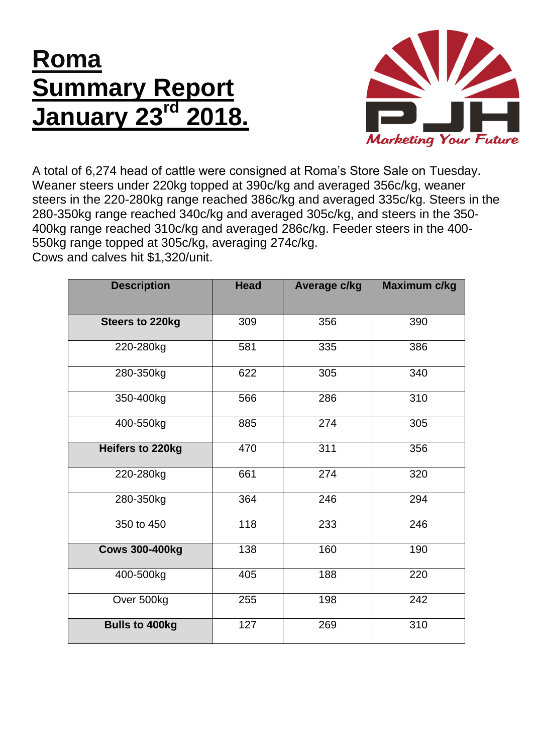# Roma Summary Report January 23rd 2018.

PJH

*Marketing Your Future*

A total of 6,274 head of cattle were consigned at Roma's Store Sale on Tuesday. Weaner steers under 220kg topped at 390c/kg and averaged 356c/kg, weaner steers in the 220-280kg range reached 386c/kg and averaged 335c/kg. Steers in the 280-350kg range reached 340c/kg and averaged 305c/kg, and steers in the 350-400kg range reached 310c/kg and averaged 286c/kg. Feeder steers in the 400-550kg range topped at 305c/kg, averaging 274c/kg.
Cows and calves hit $1,320/unit.

| Description | Head | Average c/kg | Maximum c/kg |
|---|---|---|---|
| **Steers to 220kg** | 309 | 356 | 390 |
| 220-280kg | 581 | 335 | 386 |
| 280-350kg | 622 | 305 | 340 |
| 350-400kg | 566 | 286 | 310 |
| 400-550kg | 885 | 274 | 305 |
| **Heifers to 220kg** | 470 | 311 | 356 |
| 220-280kg | 661 | 274 | 320 |
| 280-350kg | 364 | 246 | 294 |
| 350 to 450 | 118 | 233 | 246 |
| **Cows 300-400kg** | 138 | 160 | 190 |
| 400-500kg | 405 | 188 | 220 |
| Over 500kg | 255 | 198 | 242 |
| **Bulls to 400kg** | 127 | 269 | 310 |